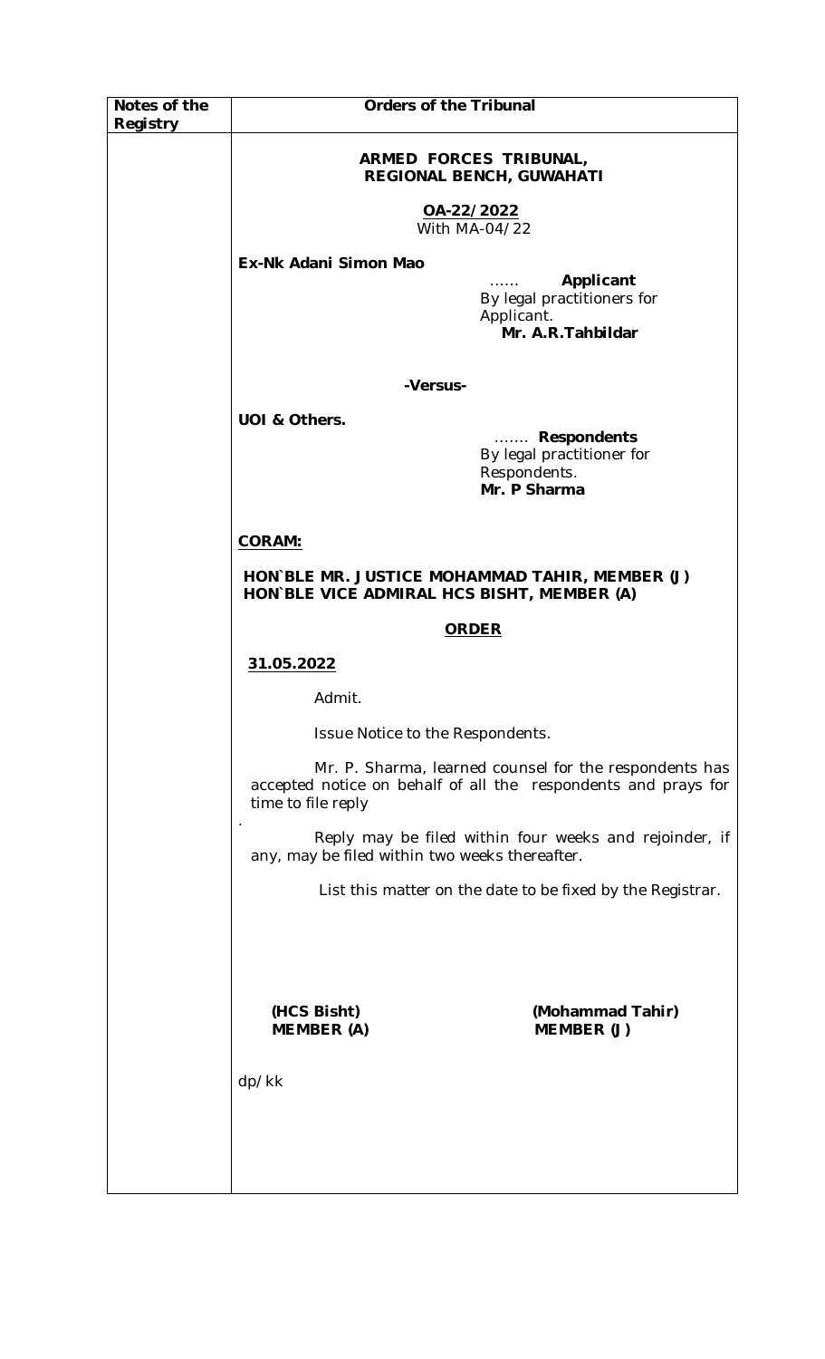| Notes of the Registry | Orders of the Tribunal |
|---|---|

**ARMED FORCES TRIBUNAL,**
**REGIONAL BENCH, GUWAHATI**

**OA-22/2022**
With MA-04/22

**Ex-Nk Adani Simon Mao**

...... **Applicant**
By legal practitioners for Applicant.
**Mr. A.R.Tahbildar**

**-Versus-**

**UOI & Others.**

....... **Respondents**
By legal practitioner for Respondents.
**Mr. P Sharma**

**CORAM:**

**HON`BLE MR. JUSTICE MOHAMMAD TAHIR, MEMBER (J)**
**HON`BLE VICE ADMIRAL HCS BISHT, MEMBER (A)**

**ORDER**

**31.05.2022**

Admit.

Issue Notice to the Respondents.

Mr. P. Sharma, learned counsel for the respondents has accepted notice on behalf of all the respondents and prays for time to file reply

.

Reply may be filed within four weeks and rejoinder, if any, may be filed within two weeks thereafter.

List this matter on the date to be fixed by the Registrar.

**(HCS Bisht)**
**MEMBER (A)**

**(Mohammad Tahir)**
**MEMBER (J)**

dp/kk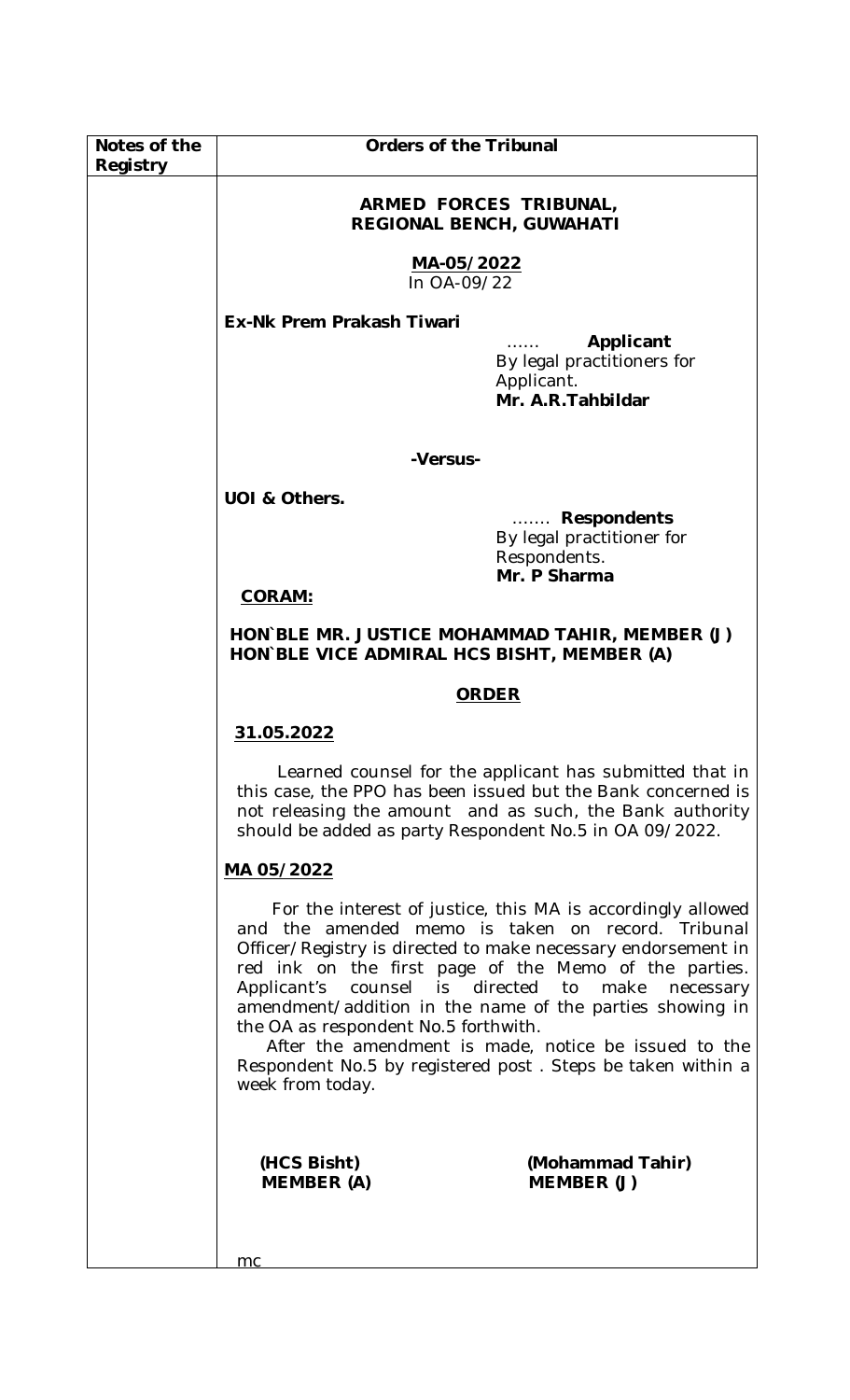| Notes of the Registry | Orders of the Tribunal |
|---|---|
| | **ARMED FORCES TRIBUNAL, REGIONAL BENCH, GUWAHATI** |

**ARMED FORCES TRIBUNAL,**
**REGIONAL BENCH, GUWAHATI**

**MA-05/2022**
In OA-09/22

**Ex-Nk Prem Prakash Tiwari**

…… **Applicant**
By legal practitioners for Applicant.
**Mr. A.R.Tahbildar**

**-Versus-**

**UOI & Others.**

……. **Respondents**
By legal practitioner for Respondents.
**Mr. P Sharma**

**CORAM:**

**HON`BLE MR. JUSTICE MOHAMMAD TAHIR, MEMBER (J)**
**HON`BLE VICE ADMIRAL HCS BISHT, MEMBER (A)**

**ORDER**

**31.05.2022**

Learned counsel for the applicant has submitted that in this case, the PPO has been issued but the Bank concerned is not releasing the amount and as such, the Bank authority should be added as party Respondent No.5 in OA 09/2022.

**MA 05/2022**

For the interest of justice, this MA is accordingly allowed and the amended memo is taken on record. Tribunal Officer/Registry is directed to make necessary endorsement in red ink on the first page of the Memo of the parties. Applicant's counsel is directed to make necessary amendment/addition in the name of the parties showing in the OA as respondent No.5 forthwith.

After the amendment is made, notice be issued to the Respondent No.5 by registered post . Steps be taken within a week from today.

**(HCS Bisht)**
**MEMBER (A)**

**(Mohammad Tahir)**
**MEMBER (J)**

mc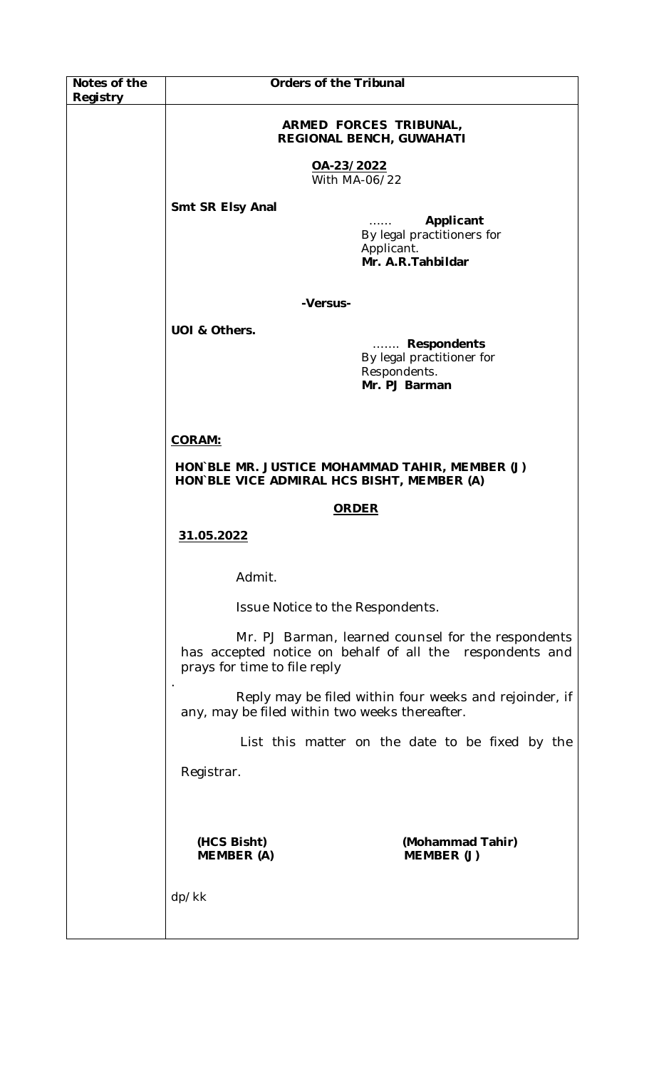| Notes of the Registry | Orders of the Tribunal |
|---|---|
| | **ARMED FORCES TRIBUNAL, REGIONAL BENCH, GUWAHATI**<br><br>**OA-23/2022**<br>With MA-06/22<br><br>**Smt SR Elsy Anal** ...... **Applicant**<br>By legal practitioners for Applicant.<br>**Mr. A.R.Tahbildar**<br><br>**-Versus-**<br><br>**UOI & Others.** ....... **Respondents**<br>By legal practitioner for Respondents.<br>**Mr. PJ Barman**<br><br>**CORAM:**<br><br>**HON`BLE MR. JUSTICE MOHAMMAD TAHIR, MEMBER (J)**<br>**HON`BLE VICE ADMIRAL HCS BISHT, MEMBER (A)**<br><br>**ORDER**<br><br>**31.05.2022**<br><br>Admit.<br><br>Issue Notice to the Respondents.<br><br>Mr. PJ Barman, learned counsel for the respondents has accepted notice on behalf of all the respondents and prays for time to file reply<br>.<br>Reply may be filed within four weeks and rejoinder, if any, may be filed within two weeks thereafter.<br><br>List this matter on the date to be fixed by the Registrar.<br><br>**(HCS Bisht)** **(Mohammad Tahir)**<br>**MEMBER (A)** **MEMBER (J)**<br><br>dp/kk |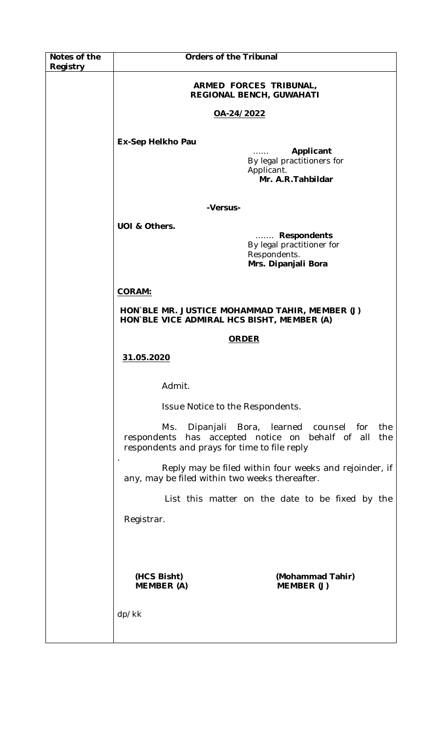| Notes of the Registry | Orders of the Tribunal |
|---|---|
| | **ARMED FORCES TRIBUNAL, REGIONAL BENCH, GUWAHATI**<br><br>**OA-24/2022**<br><br>**Ex-Sep Helkho Pau** …… **Applicant**<br>By legal practitioners for Applicant.<br>**Mr. A.R.Tahbildar**<br><br>**-Versus-**<br><br>**UOI & Others.** ……. **Respondents**<br>By legal practitioner for Respondents.<br>**Mrs. Dipanjali Bora**<br><br>**CORAM:**<br><br>**HON`BLE MR. JUSTICE MOHAMMAD TAHIR, MEMBER (J)**<br>**HON`BLE VICE ADMIRAL HCS BISHT, MEMBER (A)**<br><br>**ORDER**<br><br>**31.05.2020**<br><br>Admit.<br><br>Issue Notice to the Respondents.<br><br>Ms. Dipanjali Bora, learned counsel for the respondents has accepted notice on behalf of all the respondents and prays for time to file reply<br>.<br>Reply may be filed within four weeks and rejoinder, if any, may be filed within two weeks thereafter.<br><br>List this matter on the date to be fixed by the Registrar.<br><br>**(HCS Bisht)** **(Mohammad Tahir)**<br>**MEMBER (A)** **MEMBER (J)**<br><br>dp/kk |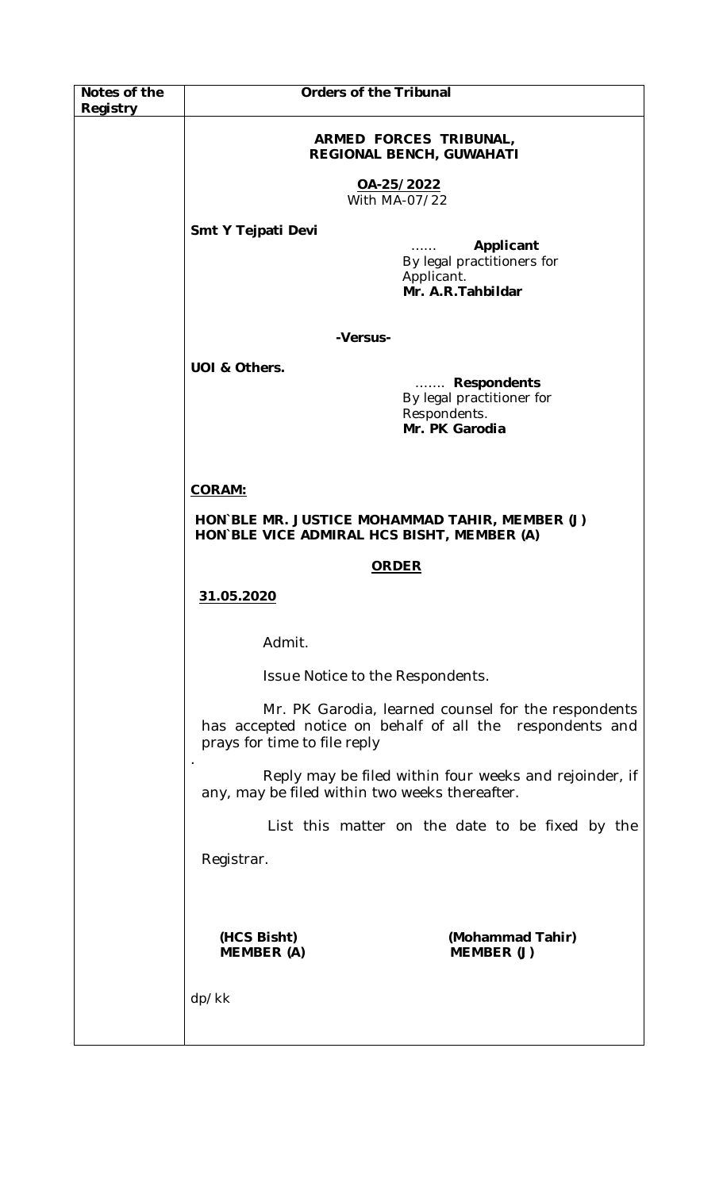| Notes of the Registry | Orders of the Tribunal |
|---|---|

**ARMED FORCES TRIBUNAL,**
**REGIONAL BENCH, GUWAHATI**

**OA-25/2022**
With MA-07/22

**Smt Y Tejpati Devi**

…… **Applicant**
By legal practitioners for Applicant.
**Mr. A.R.Tahbildar**

**-Versus-**

**UOI & Others.**

……. **Respondents**
By legal practitioner for Respondents.
**Mr. PK Garodia**

**CORAM:**

**HON`BLE MR. JUSTICE MOHAMMAD TAHIR, MEMBER (J)**
**HON`BLE VICE ADMIRAL HCS BISHT, MEMBER (A)**

**ORDER**

**31.05.2020**

Admit.

Issue Notice to the Respondents.

Mr. PK Garodia, learned counsel for the respondents has accepted notice on behalf of all the respondents and prays for time to file reply

.

Reply may be filed within four weeks and rejoinder, if any, may be filed within two weeks thereafter.

List this matter on the date to be fixed by the Registrar.

**(HCS Bisht)**
**MEMBER (A)**

**(Mohammad Tahir)**
**MEMBER (J)**

dp/kk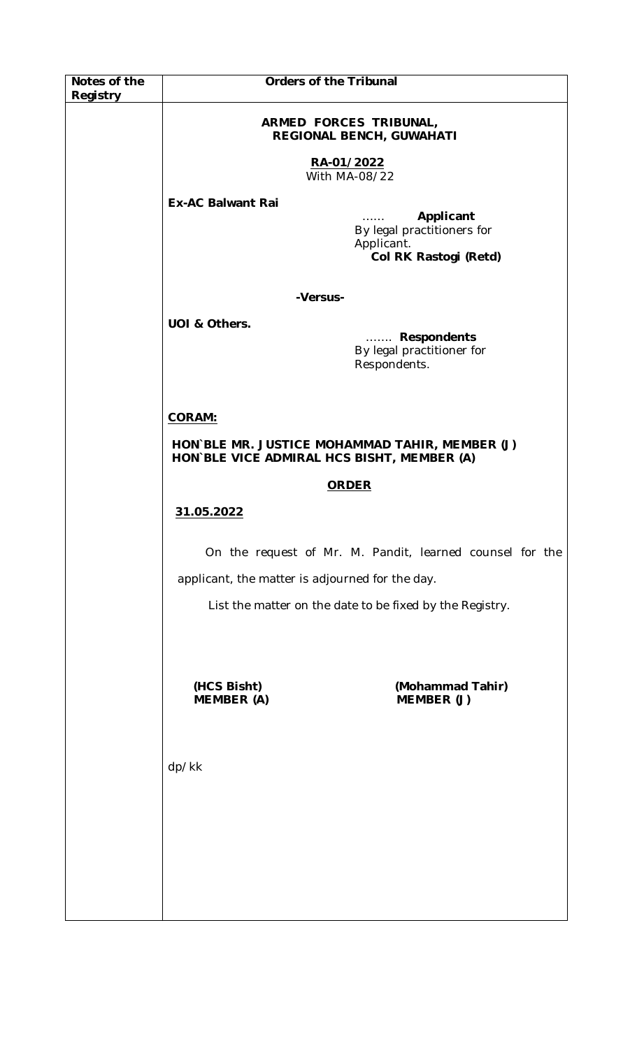| Notes of the Registry | Orders of the Tribunal |
|---|---|
| | **ARMED FORCES TRIBUNAL, REGIONAL BENCH, GUWAHATI** |

**RA-01/2022**
With MA-08/22

**Ex-AC Balwant Rai**

…… **Applicant**
By legal practitioners for Applicant.
**Col RK Rastogi (Retd)**

**-Versus-**

**UOI & Others.**

……. **Respondents**
By legal practitioner for Respondents.

**CORAM:**

**HON`BLE MR. JUSTICE MOHAMMAD TAHIR, MEMBER (J)**
**HON`BLE VICE ADMIRAL HCS BISHT, MEMBER (A)**

**ORDER**

**31.05.2022**

On the request of Mr. M. Pandit, learned counsel for the applicant, the matter is adjourned for the day.

List the matter on the date to be fixed by the Registry.

**(HCS Bisht)**
**MEMBER (A)**

**(Mohammad Tahir)**
**MEMBER (J)**

dp/kk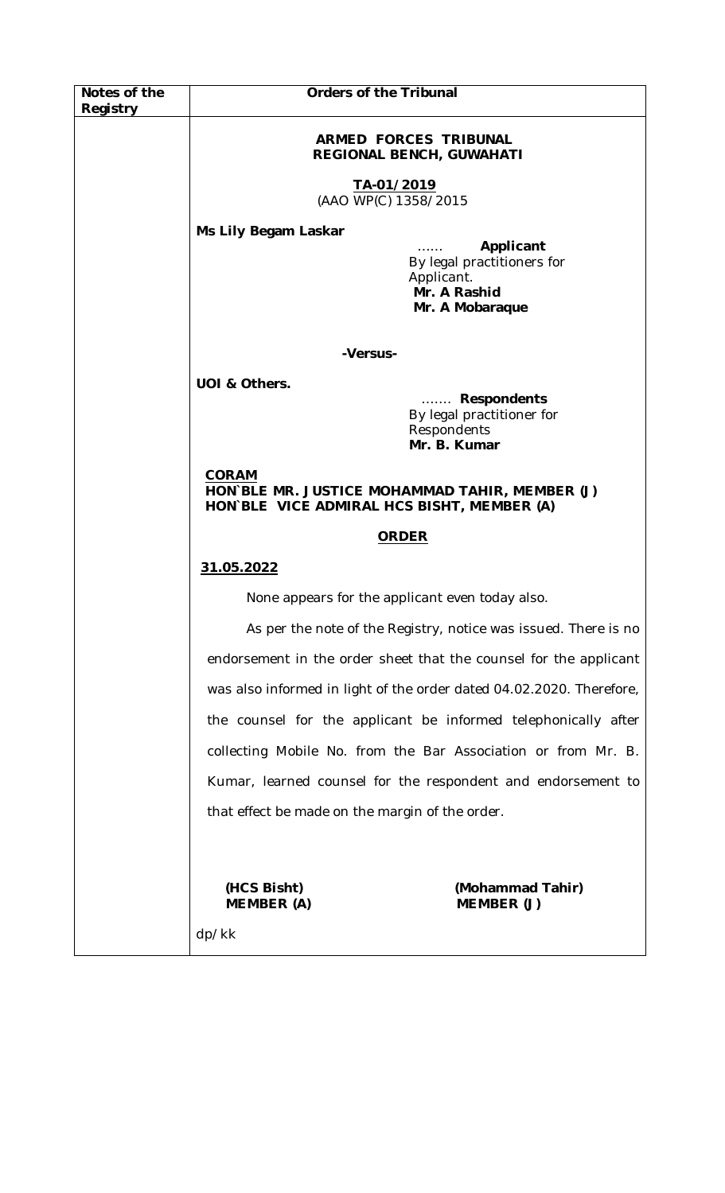| Notes of the Registry | Orders of the Tribunal |
|---|---|

**ARMED FORCES TRIBUNAL**
**REGIONAL BENCH, GUWAHATI**

**TA-01/2019**
(AAO WP(C) 1358/2015

**Ms Lily Begam Laskar**

…… **Applicant**
By legal practitioners for Applicant.
**Mr. A Rashid**
**Mr. A Mobaraque**

**-Versus-**

**UOI & Others.**

……. **Respondents**
By legal practitioner for Respondents
**Mr. B. Kumar**

**CORAM**
**HON`BLE MR. JUSTICE MOHAMMAD TAHIR, MEMBER (J)**
**HON`BLE VICE ADMIRAL HCS BISHT, MEMBER (A)**

**ORDER**

**31.05.2022**

None appears for the applicant even today also.

As per the note of the Registry, notice was issued. There is no endorsement in the order sheet that the counsel for the applicant was also informed in light of the order dated 04.02.2020. Therefore, the counsel for the applicant be informed telephonically after collecting Mobile No. from the Bar Association or from Mr. B. Kumar, learned counsel for the respondent and endorsement to that effect be made on the margin of the order.

**(HCS Bisht)**
**MEMBER (A)**

**(Mohammad Tahir)**
**MEMBER (J)**

dp/kk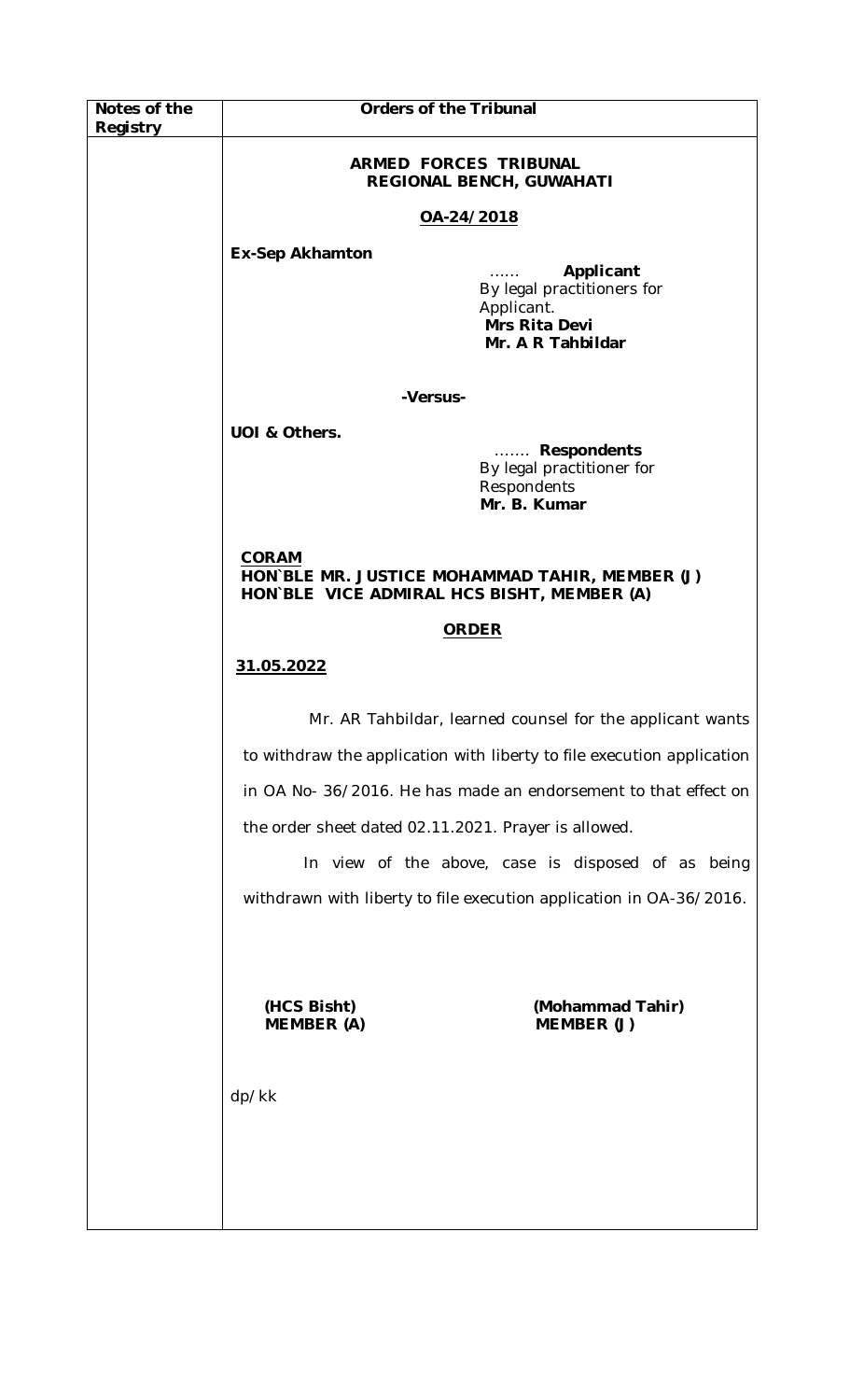| Notes of the Registry | Orders of the Tribunal |
|---|---|
| | |

**ARMED FORCES TRIBUNAL**
**REGIONAL BENCH, GUWAHATI**

**OA-24/2018**

**Ex-Sep Akhamton**

…… **Applicant**
By legal practitioners for Applicant.
**Mrs Rita Devi**
**Mr. A R Tahbildar**

**-Versus-**

**UOI & Others.**

……. **Respondents**
By legal practitioner for Respondents
**Mr. B. Kumar**

**CORAM**
**HON`BLE MR. JUSTICE MOHAMMAD TAHIR, MEMBER (J)**
**HON`BLE VICE ADMIRAL HCS BISHT, MEMBER (A)**

**ORDER**

**31.05.2022**

Mr. AR Tahbildar, learned counsel for the applicant wants to withdraw the application with liberty to file execution application in OA No- 36/2016. He has made an endorsement to that effect on the order sheet dated 02.11.2021. Prayer is allowed.

In view of the above, case is disposed of as being withdrawn with liberty to file execution application in OA-36/2016.

**(HCS Bisht)**
**MEMBER (A)**

**(Mohammad Tahir)**
**MEMBER (J)**

dp/kk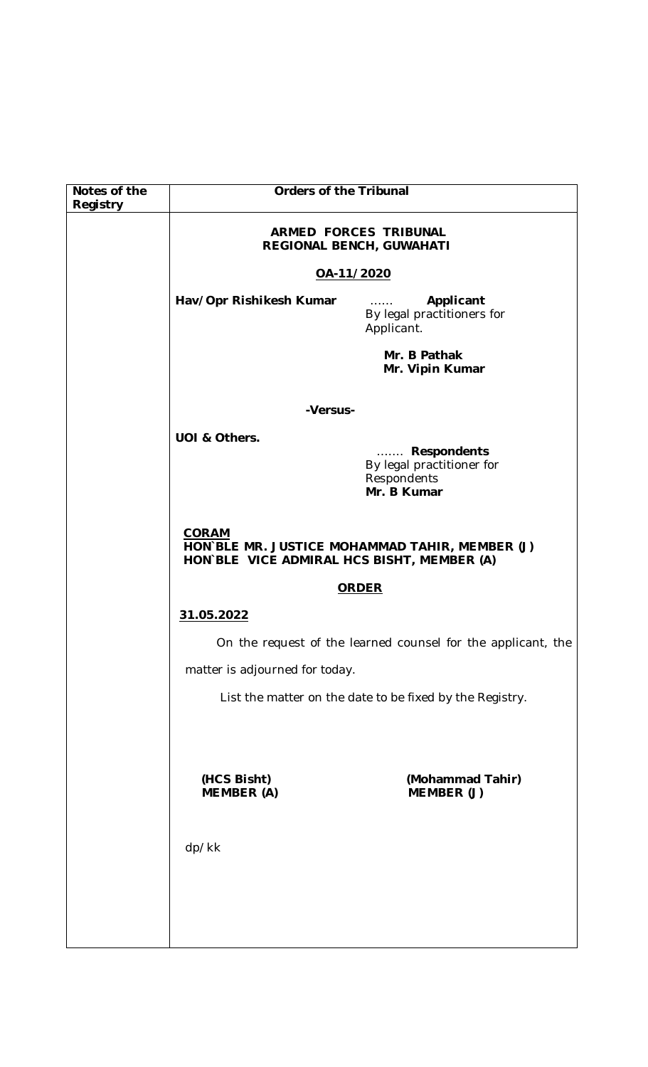| Notes of the Registry | Orders of the Tribunal |
|---|---|
| | **ARMED FORCES TRIBUNAL**<br>**REGIONAL BENCH, GUWAHATI**<br><br>**OA-11/2020**<br><br>**Hav/Opr Rishikesh Kumar** …… **Applicant**<br>By legal practitioners for Applicant.<br>**Mr. B Pathak**<br>**Mr. Vipin Kumar**<br><br>**-Versus-**<br><br>**UOI & Others.** ……. **Respondents**<br>By legal practitioner for Respondents<br>**Mr. B Kumar**<br><br>**CORAM**<br>**HON`BLE MR. JUSTICE MOHAMMAD TAHIR, MEMBER (J)**<br>**HON`BLE VICE ADMIRAL HCS BISHT, MEMBER (A)**<br><br>**ORDER**<br><br>**31.05.2022**<br><br>On the request of the learned counsel for the applicant, the matter is adjourned for today.<br><br>List the matter on the date to be fixed by the Registry.<br><br>**(HCS Bisht)** **(Mohammad Tahir)**<br>**MEMBER (A)** **MEMBER (J)**<br><br>dp/kk |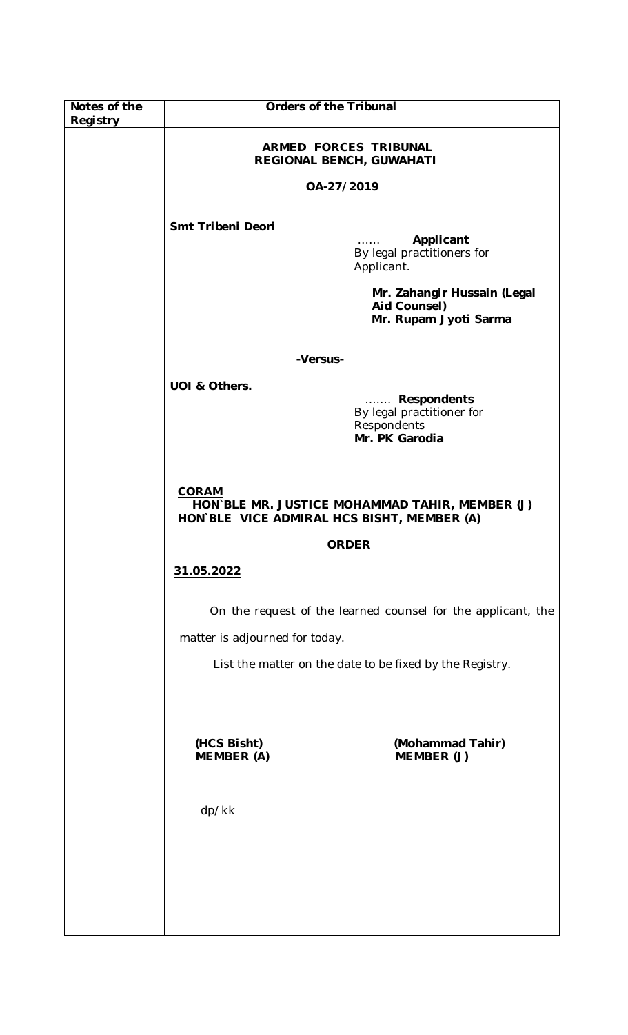| Notes of the Registry | Orders of the Tribunal |
|---|---|
| | **ARMED FORCES TRIBUNAL**<br>**REGIONAL BENCH, GUWAHATI**<br><br>**OA-27/2019**<br><br>**Smt Tribeni Deori**<br>…… **Applicant**<br>By legal practitioners for Applicant.<br>**Mr. Zahangir Hussain (Legal Aid Counsel)**<br>**Mr. Rupam Jyoti Sarma**<br><br>**-Versus-**<br><br>**UOI & Others.**<br>……. **Respondents**<br>By legal practitioner for Respondents<br>**Mr. PK Garodia**<br><br>**CORAM**<br>**HON`BLE MR. JUSTICE MOHAMMAD TAHIR, MEMBER (J)**<br>**HON`BLE VICE ADMIRAL HCS BISHT, MEMBER (A)**<br><br>**ORDER**<br><br>**31.05.2022**<br><br>On the request of the learned counsel for the applicant, the matter is adjourned for today.<br><br>List the matter on the date to be fixed by the Registry.<br><br>**(HCS Bisht)** **MEMBER (A)** &nbsp;&nbsp;&nbsp;&nbsp; **(Mohammad Tahir)** **MEMBER (J)**<br><br>dp/kk |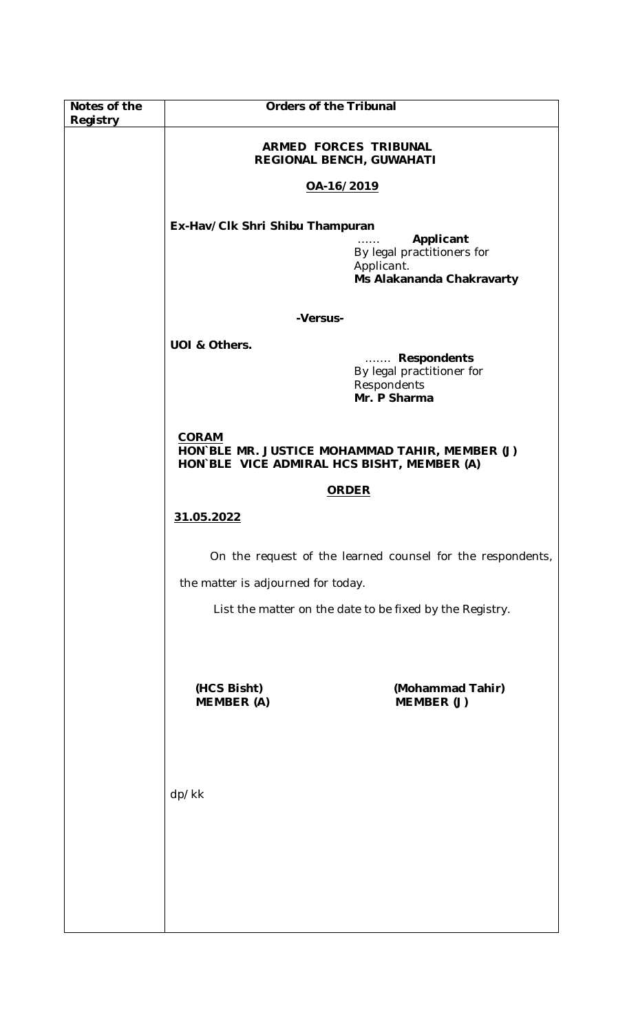| Notes of the Registry | Orders of the Tribunal |
|---|---|
| | **ARMED FORCES TRIBUNAL**<br>**REGIONAL BENCH, GUWAHATI**<br><br>**OA-16/2019**<br><br>**Ex-Hav/Clk Shri Shibu Thampuran**<br>...... **Applicant**<br>By legal practitioners for Applicant.<br>**Ms Alakananda Chakravarty**<br><br>**-Versus-**<br><br>**UOI & Others.**<br>....... **Respondents**<br>By legal practitioner for Respondents<br>**Mr. P Sharma**<br><br>**CORAM**<br>**HON`BLE MR. JUSTICE MOHAMMAD TAHIR, MEMBER (J)**<br>**HON`BLE VICE ADMIRAL HCS BISHT, MEMBER (A)**<br><br>**ORDER**<br><br>**31.05.2022**<br><br>On the request of the learned counsel for the respondents, the matter is adjourned for today.<br><br>List the matter on the date to be fixed by the Registry.<br><br>**(HCS Bisht)** **MEMBER (A)**<br><br>**(Mohammad Tahir)** **MEMBER (J)**<br><br>dp/kk |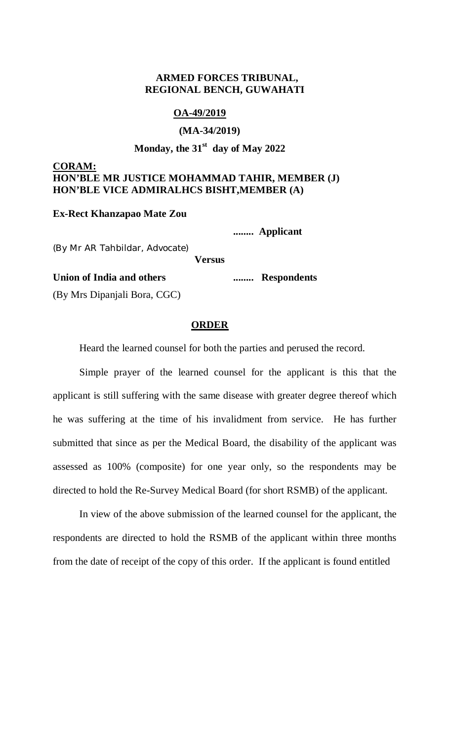**ARMED FORCES TRIBUNAL,**
**REGIONAL BENCH, GUWAHATI**

**OA-49/2019**

**(MA-34/2019)**

**Monday, the 31st day of May 2022**

**CORAM:**
**HON'BLE MR JUSTICE MOHAMMAD TAHIR, MEMBER (J)**
**HON'BLE VICE ADMIRALHCS BISHT,MEMBER (A)**

**Ex-Rect Khanzapao Mate Zou**

**........ Applicant**

(By Mr AR Tahbildar, Advocate)

**Versus**

**Union of India and others ........ Respondents**

(By Mrs Dipanjali Bora, CGC)

**ORDER**

Heard the learned counsel for both the parties and perused the record.

Simple prayer of the learned counsel for the applicant is this that the applicant is still suffering with the same disease with greater degree thereof which he was suffering at the time of his invalidment from service. He has further submitted that since as per the Medical Board, the disability of the applicant was assessed as 100% (composite) for one year only, so the respondents may be directed to hold the Re-Survey Medical Board (for short RSMB) of the applicant.

In view of the above submission of the learned counsel for the applicant, the respondents are directed to hold the RSMB of the applicant within three months from the date of receipt of the copy of this order. If the applicant is found entitled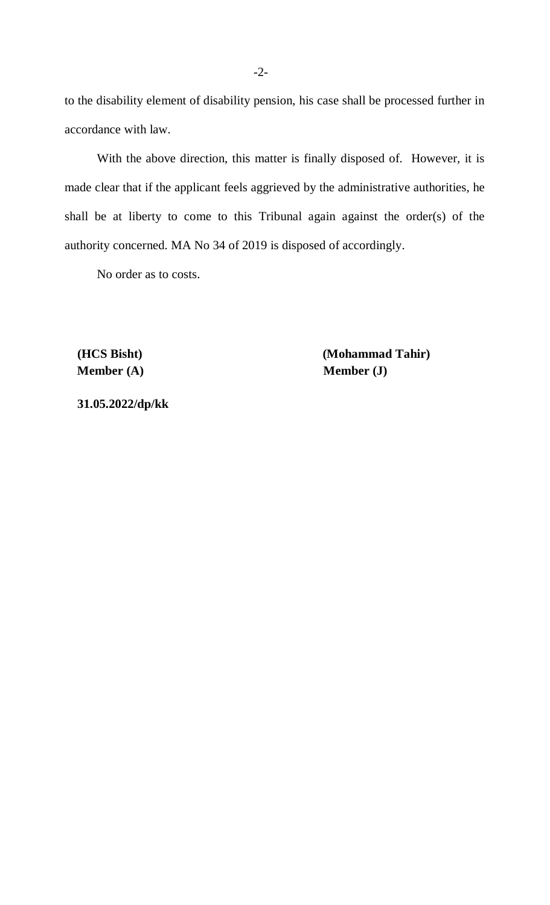to the disability element of disability pension, his case shall be processed further in accordance with law.

With the above direction, this matter is finally disposed of. However, it is made clear that if the applicant feels aggrieved by the administrative authorities, he shall be at liberty to come to this Tribunal again against the order(s) of the authority concerned. MA No 34 of 2019 is disposed of accordingly.

No order as to costs.

**(HCS Bisht)**
**Member (A)**

**(Mohammad Tahir)**
**Member (J)**

**31.05.2022/dp/kk**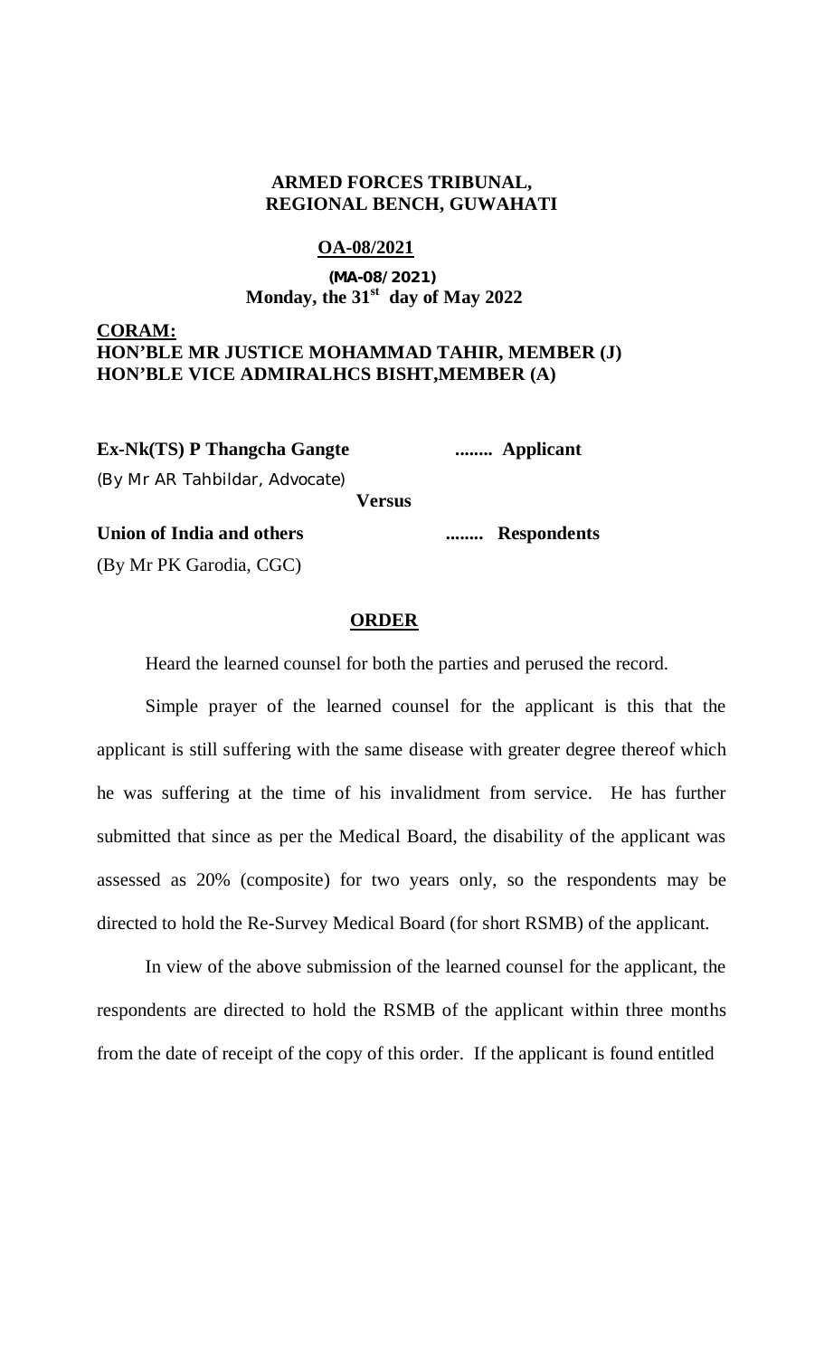**ARMED FORCES TRIBUNAL, REGIONAL BENCH, GUWAHATI**

**OA-08/2021**

**(MA-08/2021)**

**Monday, the 31st day of May 2022**

**CORAM:**
**HON'BLE MR JUSTICE MOHAMMAD TAHIR, MEMBER (J)**
**HON'BLE VICE ADMIRALHCS BISHT,MEMBER (A)**

**Ex-Nk(TS) P Thangcha Gangte** ........ **Applicant**

(By Mr AR Tahbildar, Advocate)

**Versus**

**Union of India and others** ........ **Respondents**

(By Mr PK Garodia, CGC)

**ORDER**

Heard the learned counsel for both the parties and perused the record.

Simple prayer of the learned counsel for the applicant is this that the applicant is still suffering with the same disease with greater degree thereof which he was suffering at the time of his invalidment from service. He has further submitted that since as per the Medical Board, the disability of the applicant was assessed as 20% (composite) for two years only, so the respondents may be directed to hold the Re-Survey Medical Board (for short RSMB) of the applicant.

In view of the above submission of the learned counsel for the applicant, the respondents are directed to hold the RSMB of the applicant within three months from the date of receipt of the copy of this order. If the applicant is found entitled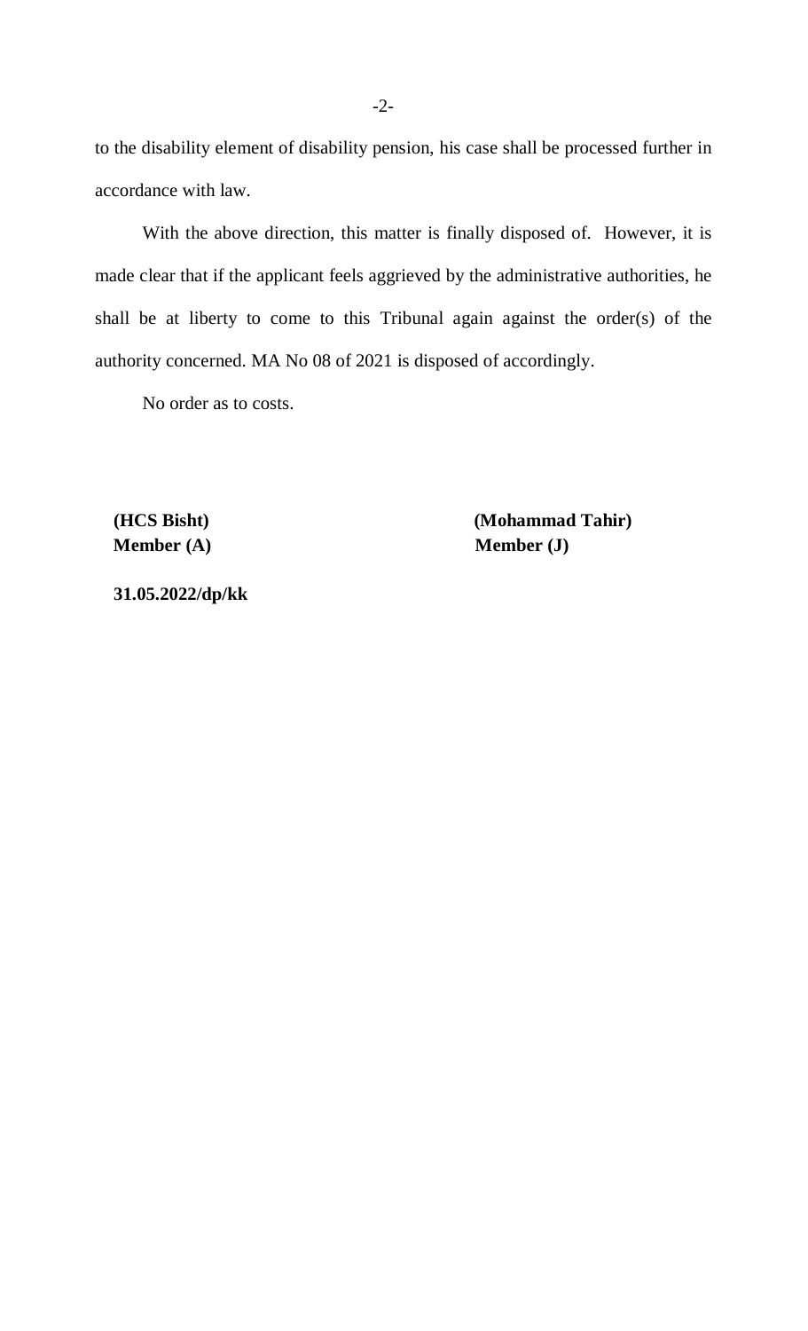to the disability element of disability pension, his case shall be processed further in accordance with law.

With the above direction, this matter is finally disposed of. However, it is made clear that if the applicant feels aggrieved by the administrative authorities, he shall be at liberty to come to this Tribunal again against the order(s) of the authority concerned. MA No 08 of 2021 is disposed of accordingly.

No order as to costs.

| **(HCS Bisht)** | **(Mohammad Tahir)** |
|---|---|
| **Member (A)** | **Member (J)** |

**31.05.2022/dp/kk**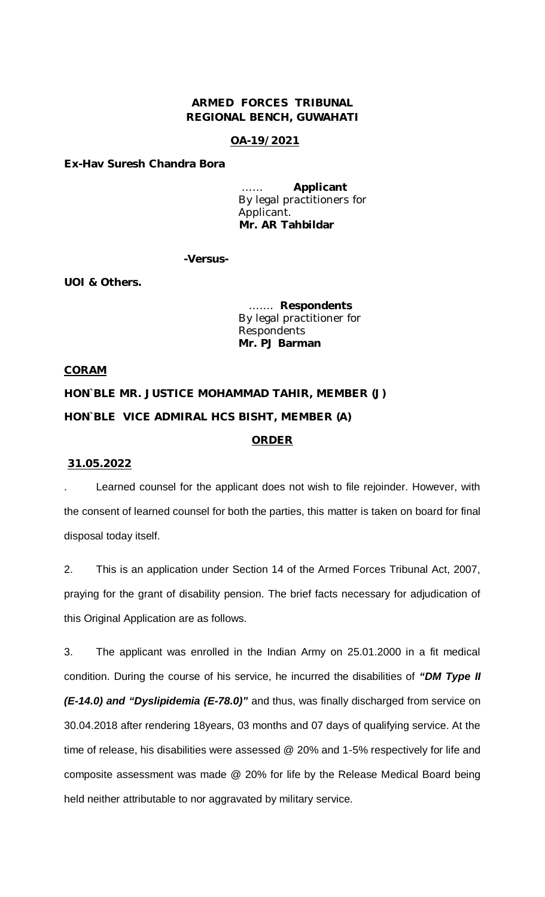**ARMED FORCES TRIBUNAL**
**REGIONAL BENCH, GUWAHATI**

**OA-19/2021**

**Ex-Hav Suresh Chandra Bora**

…… **Applicant**
By legal practitioners for Applicant.
**Mr. AR Tahbildar**

**-Versus-**

**UOI & Others.**

……. **Respondents**
By legal practitioner for Respondents
**Mr. PJ Barman**

**CORAM**

**HON`BLE MR. JUSTICE MOHAMMAD TAHIR, MEMBER (J)**

**HON`BLE VICE ADMIRAL HCS BISHT, MEMBER (A)**

**ORDER**

**31.05.2022**

. Learned counsel for the applicant does not wish to file rejoinder. However, with the consent of learned counsel for both the parties, this matter is taken on board for final disposal today itself.

2. This is an application under Section 14 of the Armed Forces Tribunal Act, 2007, praying for the grant of disability pension. The brief facts necessary for adjudication of this Original Application are as follows.

3. The applicant was enrolled in the Indian Army on 25.01.2000 in a fit medical condition. During the course of his service, he incurred the disabilities of ***"DM Type II (E-14.0) and "Dyslipidemia (E-78.0)"*** and thus, was finally discharged from service on 30.04.2018 after rendering 18years, 03 months and 07 days of qualifying service. At the time of release, his disabilities were assessed @ 20% and 1-5% respectively for life and composite assessment was made @ 20% for life by the Release Medical Board being held neither attributable to nor aggravated by military service.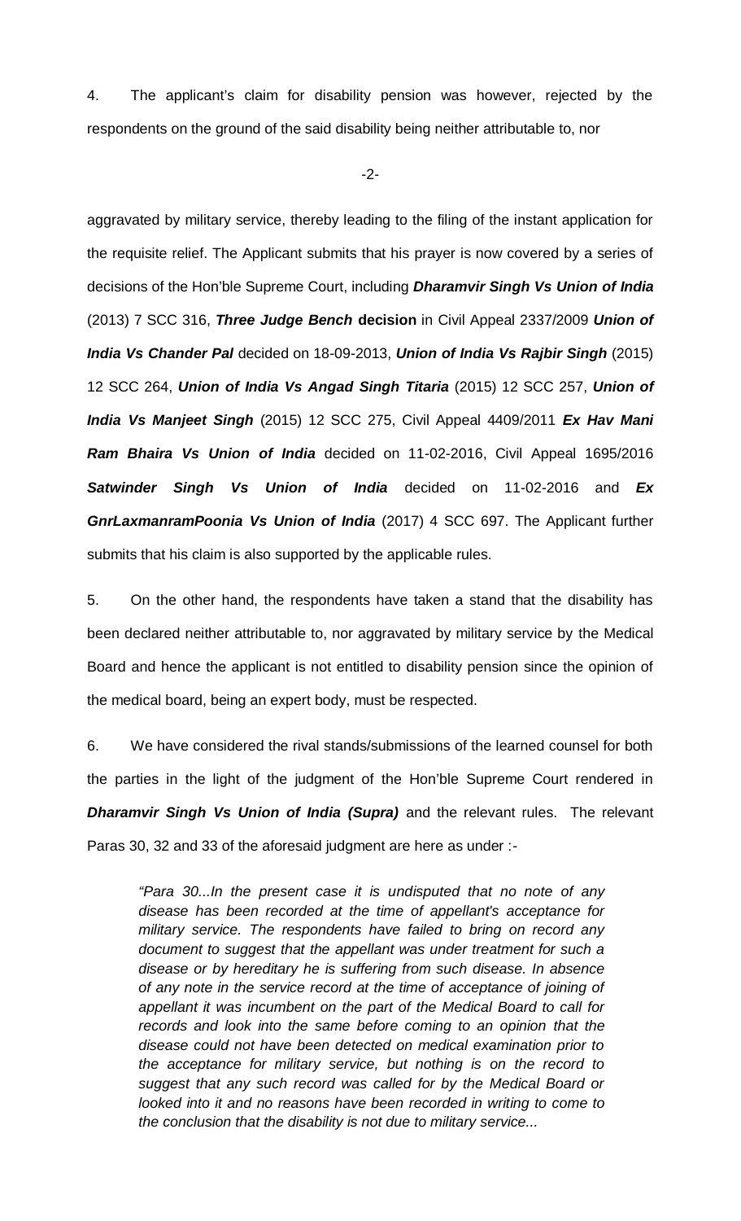4. The applicant's claim for disability pension was however, rejected by the respondents on the ground of the said disability being neither attributable to, nor aggravated by military service, thereby leading to the filing of the instant application for the requisite relief. The Applicant submits that his prayer is now covered by a series of decisions of the Hon'ble Supreme Court, including ***Dharamvir Singh Vs Union of India*** (2013) 7 SCC 316, ***Three Judge Bench* decision** in Civil Appeal 2337/2009 ***Union of India Vs Chander Pal*** decided on 18-09-2013, ***Union of India Vs Rajbir Singh*** (2015) 12 SCC 264, ***Union of India Vs Angad Singh Titaria*** (2015) 12 SCC 257, ***Union of India Vs Manjeet Singh*** (2015) 12 SCC 275, Civil Appeal 4409/2011 ***Ex Hav Mani Ram Bhaira Vs Union of India*** decided on 11-02-2016, Civil Appeal 1695/2016 ***Satwinder Singh Vs Union of India*** decided on 11-02-2016 and ***Ex GnrLaxmanramPoonia Vs Union of India*** (2017) 4 SCC 697. The Applicant further submits that his claim is also supported by the applicable rules.

5. On the other hand, the respondents have taken a stand that the disability has been declared neither attributable to, nor aggravated by military service by the Medical Board and hence the applicant is not entitled to disability pension since the opinion of the medical board, being an expert body, must be respected.

6. We have considered the rival stands/submissions of the learned counsel for both the parties in the light of the judgment of the Hon'ble Supreme Court rendered in ***Dharamvir Singh Vs Union of India (Supra)*** and the relevant rules. The relevant Paras 30, 32 and 33 of the aforesaid judgment are here as under :-

> *"Para 30...In the present case it is undisputed that no note of any disease has been recorded at the time of appellant's acceptance for military service. The respondents have failed to bring on record any document to suggest that the appellant was under treatment for such a disease or by hereditary he is suffering from such disease. In absence of any note in the service record at the time of acceptance of joining of appellant it was incumbent on the part of the Medical Board to call for records and look into the same before coming to an opinion that the disease could not have been detected on medical examination prior to the acceptance for military service, but nothing is on the record to suggest that any such record was called for by the Medical Board or looked into it and no reasons have been recorded in writing to come to the conclusion that the disability is not due to military service...*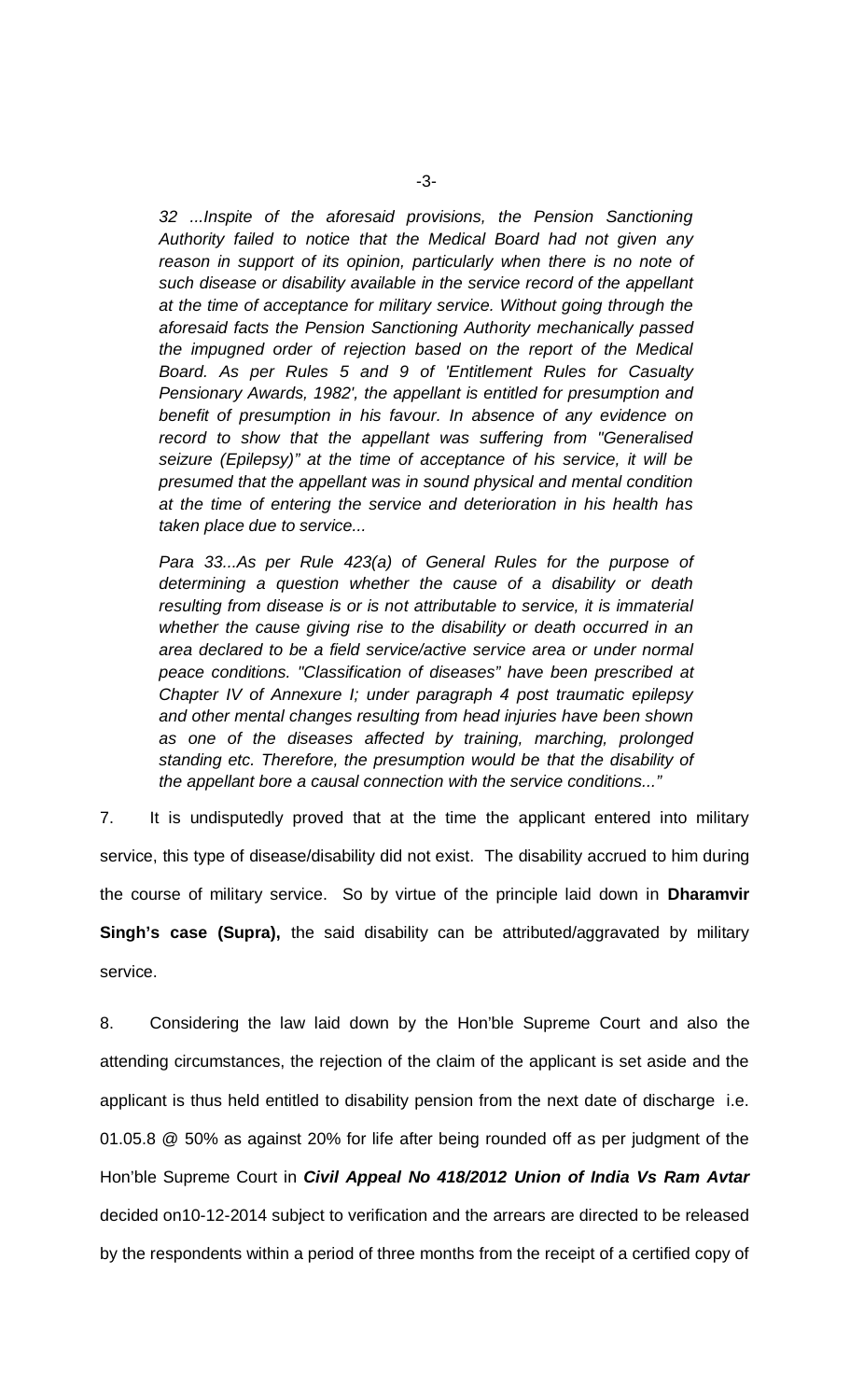*32 ...Inspite of the aforesaid provisions, the Pension Sanctioning Authority failed to notice that the Medical Board had not given any reason in support of its opinion, particularly when there is no note of such disease or disability available in the service record of the appellant at the time of acceptance for military service. Without going through the aforesaid facts the Pension Sanctioning Authority mechanically passed the impugned order of rejection based on the report of the Medical Board. As per Rules 5 and 9 of 'Entitlement Rules for Casualty Pensionary Awards, 1982', the appellant is entitled for presumption and benefit of presumption in his favour. In absence of any evidence on record to show that the appellant was suffering from "Generalised seizure (Epilepsy)" at the time of acceptance of his service, it will be presumed that the appellant was in sound physical and mental condition at the time of entering the service and deterioration in his health has taken place due to service...*

*Para 33...As per Rule 423(a) of General Rules for the purpose of determining a question whether the cause of a disability or death resulting from disease is or is not attributable to service, it is immaterial whether the cause giving rise to the disability or death occurred in an area declared to be a field service/active service area or under normal peace conditions. "Classification of diseases" have been prescribed at Chapter IV of Annexure I; under paragraph 4 post traumatic epilepsy and other mental changes resulting from head injuries have been shown as one of the diseases affected by training, marching, prolonged standing etc. Therefore, the presumption would be that the disability of the appellant bore a causal connection with the service conditions..."*

7. It is undisputedly proved that at the time the applicant entered into military service, this type of disease/disability did not exist. The disability accrued to him during the course of military service. So by virtue of the principle laid down in **Dharamvir Singh's case (Supra),** the said disability can be attributed/aggravated by military service.

8. Considering the law laid down by the Hon'ble Supreme Court and also the attending circumstances, the rejection of the claim of the applicant is set aside and the applicant is thus held entitled to disability pension from the next date of discharge i.e. 01.05.8 @ 50% as against 20% for life after being rounded off as per judgment of the Hon'ble Supreme Court in ***Civil Appeal No 418/2012 Union of India Vs Ram Avtar*** decided on10-12-2014 subject to verification and the arrears are directed to be released by the respondents within a period of three months from the receipt of a certified copy of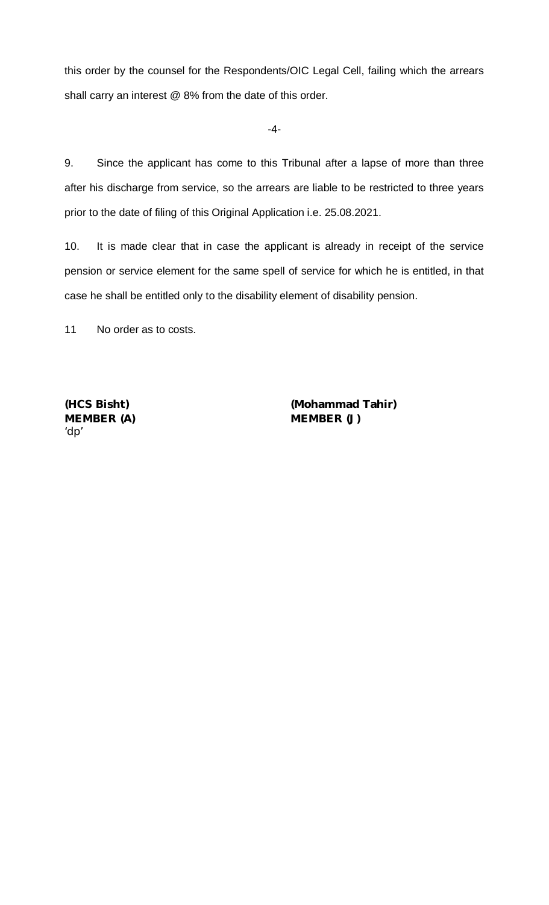this order by the counsel for the Respondents/OIC Legal Cell, failing which the arrears shall carry an interest @ 8% from the date of this order.

9. Since the applicant has come to this Tribunal after a lapse of more than three after his discharge from service, so the arrears are liable to be restricted to three years prior to the date of filing of this Original Application i.e. 25.08.2021.

10. It is made clear that in case the applicant is already in receipt of the service pension or service element for the same spell of service for which he is entitled, in that case he shall be entitled only to the disability element of disability pension.

11 No order as to costs.

**(HCS Bisht)**
**MEMBER (A)**

**(Mohammad Tahir)**
**MEMBER (J)**

'dp'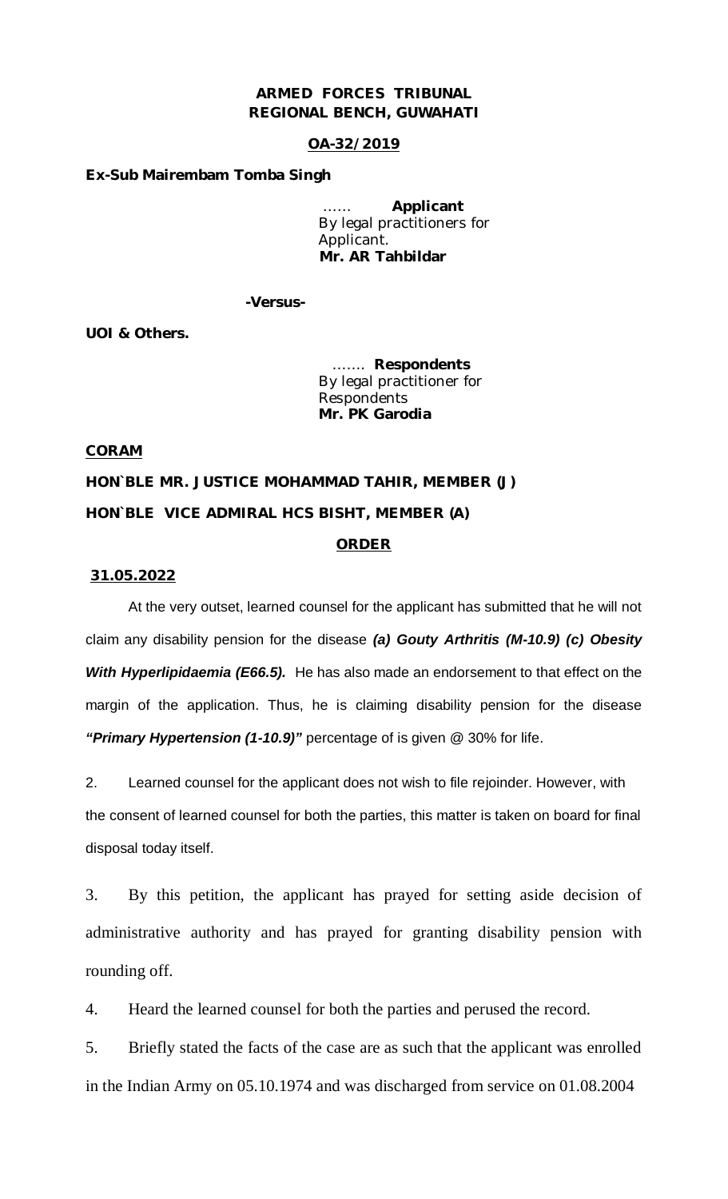**ARMED FORCES TRIBUNAL**
**REGIONAL BENCH, GUWAHATI**

**OA-32/2019**

**Ex-Sub Mairembam Tomba Singh**

…… **Applicant**
By legal practitioners for Applicant.
**Mr. AR Tahbildar**

**-Versus-**

**UOI & Others.**

……. **Respondents**
By legal practitioner for Respondents
**Mr. PK Garodia**

**CORAM**

**HON`BLE MR. JUSTICE MOHAMMAD TAHIR, MEMBER (J)**

**HON`BLE VICE ADMIRAL HCS BISHT, MEMBER (A)**

**ORDER**

**31.05.2022**

At the very outset, learned counsel for the applicant has submitted that he will not claim any disability pension for the disease ***(a) Gouty Arthritis (M-10.9) (c) Obesity With Hyperlipidaemia (E66.5).*** He has also made an endorsement to that effect on the margin of the application. Thus, he is claiming disability pension for the disease ***"Primary Hypertension (1-10.9)"*** percentage of is given @ 30% for life.

2. Learned counsel for the applicant does not wish to file rejoinder. However, with the consent of learned counsel for both the parties, this matter is taken on board for final disposal today itself.

3. By this petition, the applicant has prayed for setting aside decision of administrative authority and has prayed for granting disability pension with rounding off.

4. Heard the learned counsel for both the parties and perused the record.

5. Briefly stated the facts of the case are as such that the applicant was enrolled in the Indian Army on 05.10.1974 and was discharged from service on 01.08.2004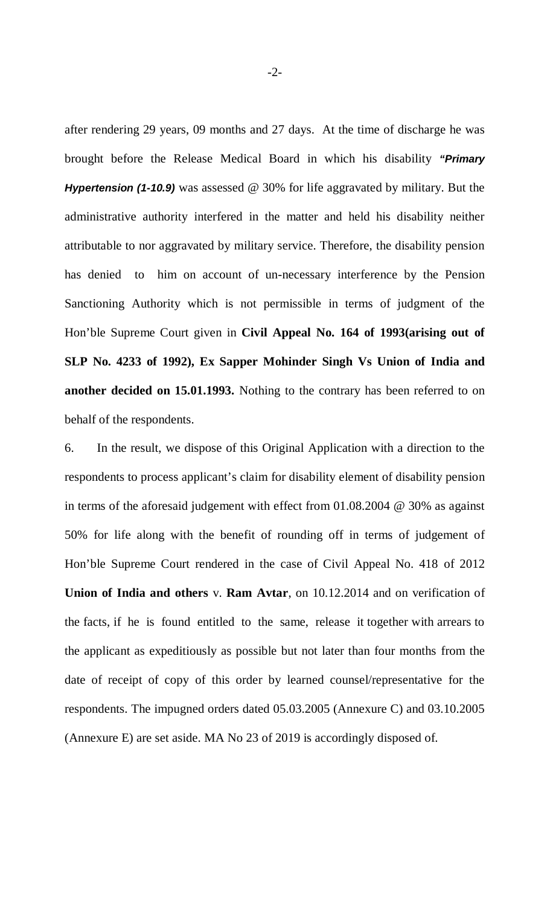after rendering 29 years, 09 months and 27 days. At the time of discharge he was brought before the Release Medical Board in which his disability ***"Primary Hypertension (1-10.9)*** was assessed @ 30% for life aggravated by military. But the administrative authority interfered in the matter and held his disability neither attributable to nor aggravated by military service. Therefore, the disability pension has denied to him on account of un-necessary interference by the Pension Sanctioning Authority which is not permissible in terms of judgment of the Hon'ble Supreme Court given in **Civil Appeal No. 164 of 1993(arising out of SLP No. 4233 of 1992), Ex Sapper Mohinder Singh Vs Union of India and another decided on 15.01.1993.** Nothing to the contrary has been referred to on behalf of the respondents.

6. In the result, we dispose of this Original Application with a direction to the respondents to process applicant's claim for disability element of disability pension in terms of the aforesaid judgement with effect from 01.08.2004 @ 30% as against 50% for life along with the benefit of rounding off in terms of judgement of Hon'ble Supreme Court rendered in the case of Civil Appeal No. 418 of 2012 **Union of India and others** v. **Ram Avtar**, on 10.12.2014 and on verification of the facts, if he is found entitled to the same, release it together with arrears to the applicant as expeditiously as possible but not later than four months from the date of receipt of copy of this order by learned counsel/representative for the respondents. The impugned orders dated 05.03.2005 (Annexure C) and 03.10.2005 (Annexure E) are set aside. MA No 23 of 2019 is accordingly disposed of.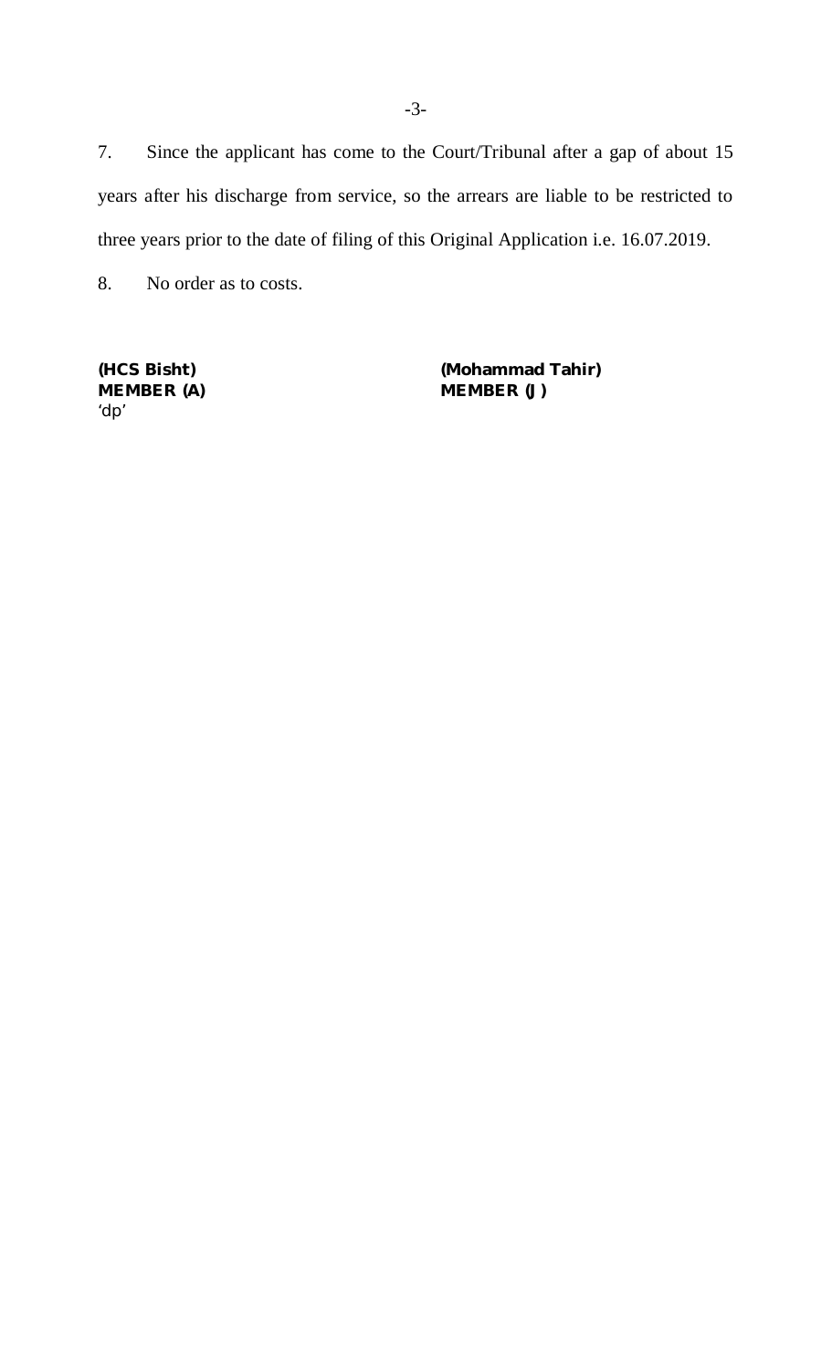7. Since the applicant has come to the Court/Tribunal after a gap of about 15 years after his discharge from service, so the arrears are liable to be restricted to three years prior to the date of filing of this Original Application i.e. 16.07.2019.

8. No order as to costs.

**(HCS Bisht)**
**MEMBER (A)**

**(Mohammad Tahir)**
**MEMBER (J)**

'dp'